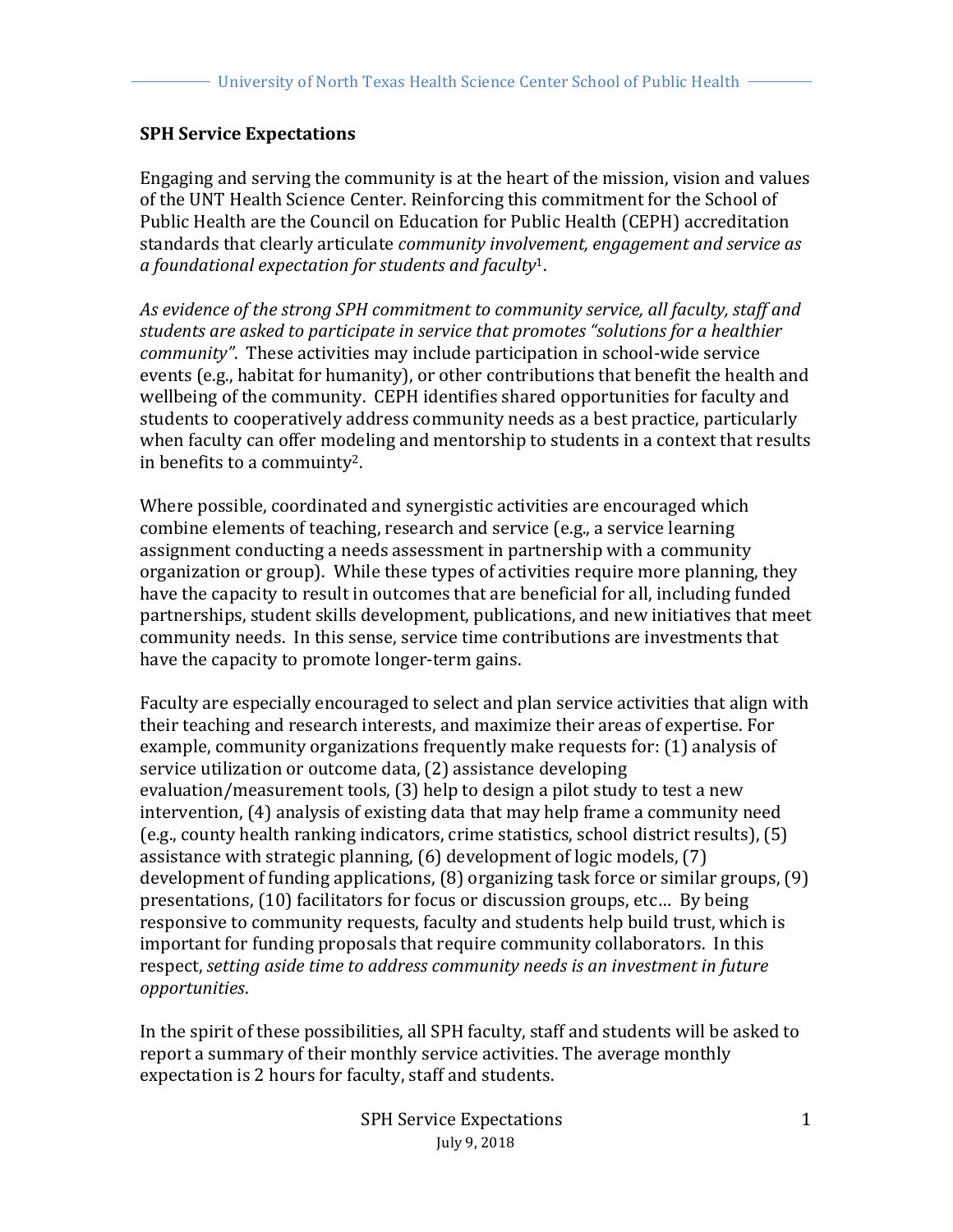## SPH Service Expectations

Engaging and serving the community is at the heart of the mission, vision and values of the UNT Health Science Center. Reinforcing this commitment for the School of Public Health are the Council on Education for Public Health (CEPH) accreditation standards that clearly articulate *community involvement, engagement and service as a foundational expectation for students and faculty*[1].

*As evidence of the strong SPH commitment to community service, all faculty, staff and students are asked to participate in service that promotes "solutions for a healthier community"*. These activities may include participation in school-wide service events (e.g., habitat for humanity), or other contributions that benefit the health and wellbeing of the community. CEPH identifies shared opportunities for faculty and students to cooperatively address community needs as a best practice, particularly when faculty can offer modeling and mentorship to students in a context that results in benefits to a community[2].

Where possible, coordinated and synergistic activities are encouraged which combine elements of teaching, research and service (e.g., a service learning assignment conducting a needs assessment in partnership with a community organization or group). While these types of activities require more planning, they have the capacity to result in outcomes that are beneficial for all, including funded partnerships, student skills development, publications, and new initiatives that meet community needs. In this sense, service time contributions are investments that have the capacity to promote longer-term gains.

Faculty are especially encouraged to select and plan service activities that align with their teaching and research interests, and maximize their areas of expertise. For example, community organizations frequently make requests for: (1) analysis of service utilization or outcome data, (2) assistance developing evaluation/measurement tools, (3) help to design a pilot study to test a new intervention, (4) analysis of existing data that may help frame a community need (e.g., county health ranking indicators, crime statistics, school district results), (5) assistance with strategic planning, (6) development of logic models, (7) development of funding applications, (8) organizing task force or similar groups, (9) presentations, (10) facilitators for focus or discussion groups, etc… By being responsive to community requests, faculty and students help build trust, which is important for funding proposals that require community collaborators. In this respect, *setting aside time to address community needs is an investment in future opportunities*.

In the spirit of these possibilities, all SPH faculty, staff and students will be asked to report a summary of their monthly service activities. The average monthly expectation is 2 hours for faculty, staff and students.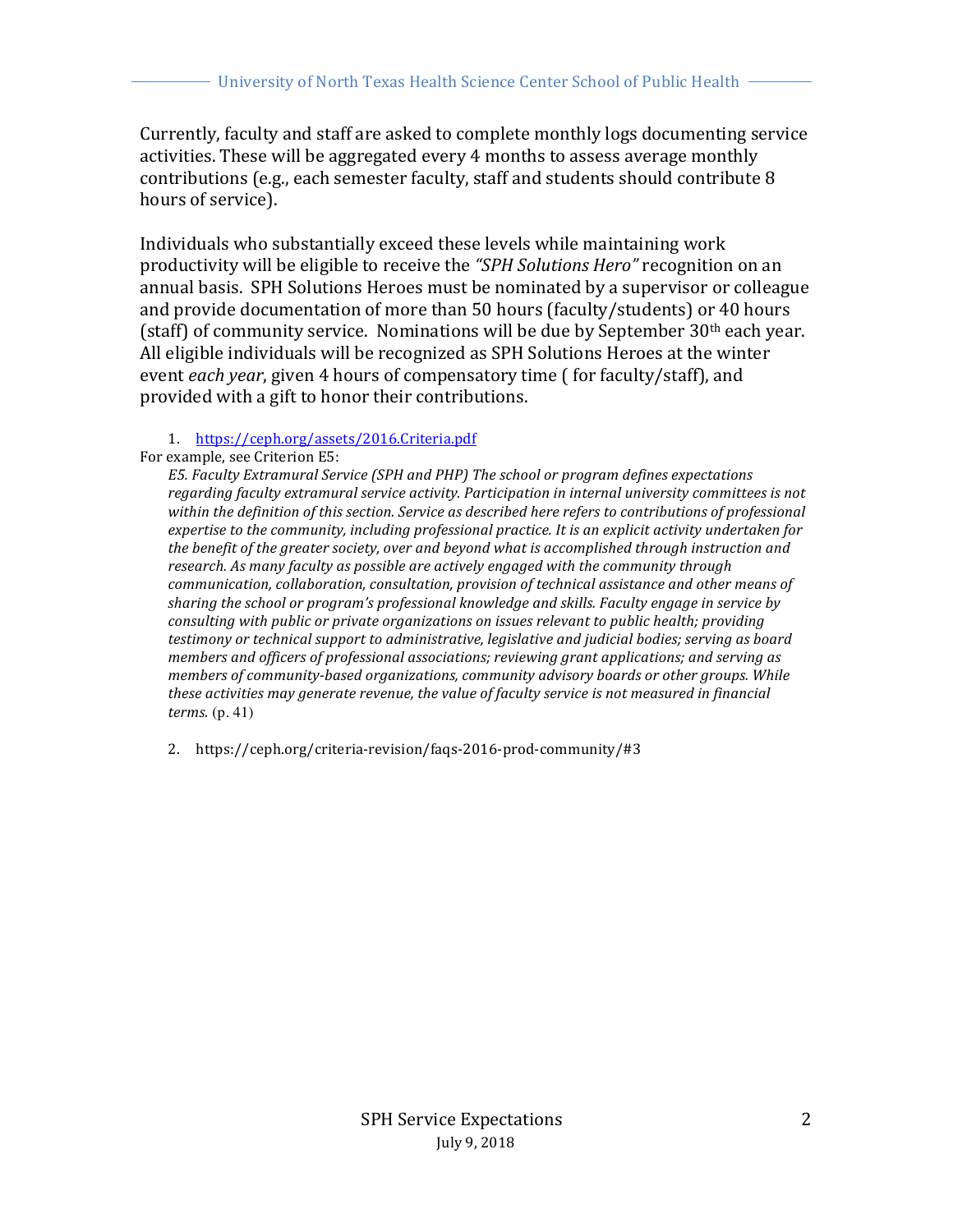Currently, faculty and staff are asked to complete monthly logs documenting service activities. These will be aggregated every 4 months to assess average monthly contributions (e.g., each semester faculty, staff and students should contribute 8 hours of service).

Individuals who substantially exceed these levels while maintaining work productivity will be eligible to receive the *"SPH Solutions Hero"* recognition on an annual basis. SPH Solutions Heroes must be nominated by a supervisor or colleague and provide documentation of more than 50 hours (faculty/students) or 40 hours (staff) of community service. Nominations will be due by September 30th each year. All eligible individuals will be recognized as SPH Solutions Heroes at the winter event *each year*, given 4 hours of compensatory time ( for faculty/staff), and provided with a gift to honor their contributions.

1. https://ceph.org/assets/2016.Criteria.pdf

For example, see Criterion E5:

> *E5. Faculty Extramural Service (SPH and PHP) The school or program defines expectations regarding faculty extramural service activity. Participation in internal university committees is not within the definition of this section. Service as described here refers to contributions of professional expertise to the community, including professional practice. It is an explicit activity undertaken for the benefit of the greater society, over and beyond what is accomplished through instruction and research. As many faculty as possible are actively engaged with the community through communication, collaboration, consultation, provision of technical assistance and other means of sharing the school or program's professional knowledge and skills. Faculty engage in service by consulting with public or private organizations on issues relevant to public health; providing testimony or technical support to administrative, legislative and judicial bodies; serving as board members and officers of professional associations; reviewing grant applications; and serving as members of community-based organizations, community advisory boards or other groups. While these activities may generate revenue, the value of faculty service is not measured in financial terms.* (p. 41)

2. https://ceph.org/criteria-revision/faqs-2016-prod-community/#3

SPH Service Expectations
July 9, 2018